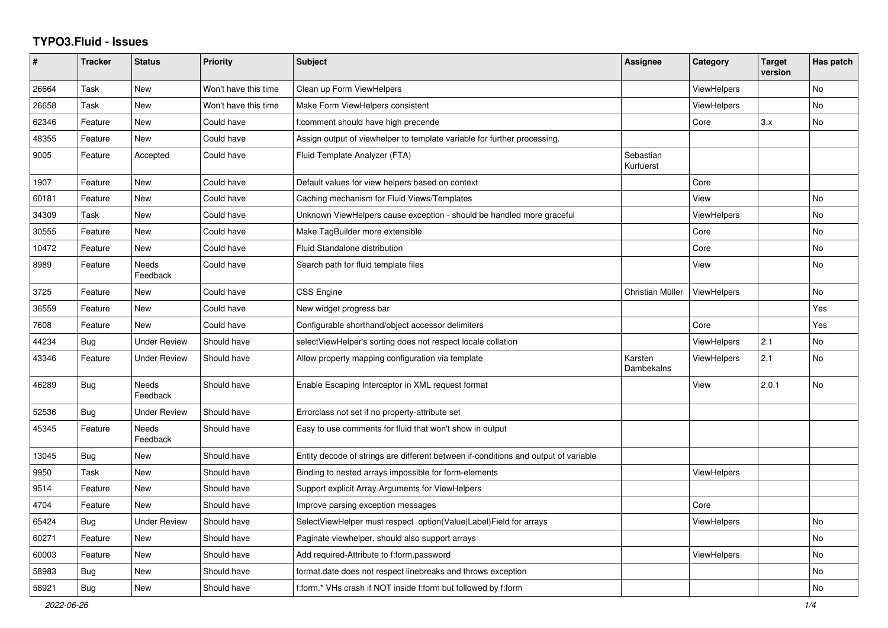# TYPO3.Fluid - Issues

| # | Tracker | Status | Priority | Subject | Assignee | Category | Target version | Has patch |
|---|---|---|---|---|---|---|---|---|
| 26664 | Task | New | Won't have this time | Clean up Form ViewHelpers | | ViewHelpers | | No |
| 26658 | Task | New | Won't have this time | Make Form ViewHelpers consistent | | ViewHelpers | | No |
| 62346 | Feature | New | Could have | f:comment should have high precende | | Core | 3.x | No |
| 48355 | Feature | New | Could have | Assign output of viewhelper to template variable for further processing. | | | | |
| 9005 | Feature | Accepted | Could have | Fluid Template Analyzer (FTA) | Sebastian Kurfuerst | | | |
| 1907 | Feature | New | Could have | Default values for view helpers based on context | | Core | | |
| 60181 | Feature | New | Could have | Caching mechanism for Fluid Views/Templates | | View | | No |
| 34309 | Task | New | Could have | Unknown ViewHelpers cause exception - should be handled more graceful | | ViewHelpers | | No |
| 30555 | Feature | New | Could have | Make TagBuilder more extensible | | Core | | No |
| 10472 | Feature | New | Could have | Fluid Standalone distribution | | Core | | No |
| 8989 | Feature | Needs Feedback | Could have | Search path for fluid template files | | View | | No |
| 3725 | Feature | New | Could have | CSS Engine | Christian Müller | ViewHelpers | | No |
| 36559 | Feature | New | Could have | New widget progress bar | | | | Yes |
| 7608 | Feature | New | Could have | Configurable shorthand/object accessor delimiters | | Core | | Yes |
| 44234 | Bug | Under Review | Should have | selectViewHelper's sorting does not respect locale collation | | ViewHelpers | 2.1 | No |
| 43346 | Feature | Under Review | Should have | Allow property mapping configuration via template | Karsten Dambekalns | ViewHelpers | 2.1 | No |
| 46289 | Bug | Needs Feedback | Should have | Enable Escaping Interceptor in XML request format | | View | 2.0.1 | No |
| 52536 | Bug | Under Review | Should have | Errorclass not set if no property-attribute set | | | | |
| 45345 | Feature | Needs Feedback | Should have | Easy to use comments for fluid that won't show in output | | | | |
| 13045 | Bug | New | Should have | Entity decode of strings are different between if-conditions and output of variable | | | | |
| 9950 | Task | New | Should have | Binding to nested arrays impossible for form-elements | | ViewHelpers | | |
| 9514 | Feature | New | Should have | Support explicit Array Arguments for ViewHelpers | | | | |
| 4704 | Feature | New | Should have | Improve parsing exception messages | | Core | | |
| 65424 | Bug | Under Review | Should have | SelectViewHelper must respect option(Value\|Label)Field for arrays | | ViewHelpers | | No |
| 60271 | Feature | New | Should have | Paginate viewhelper, should also support arrays | | | | No |
| 60003 | Feature | New | Should have | Add required-Attribute to f:form.password | | ViewHelpers | | No |
| 58983 | Bug | New | Should have | format.date does not respect linebreaks and throws exception | | | | No |
| 58921 | Bug | New | Should have | f:form.* VHs crash if NOT inside f:form but followed by f:form | | | | No |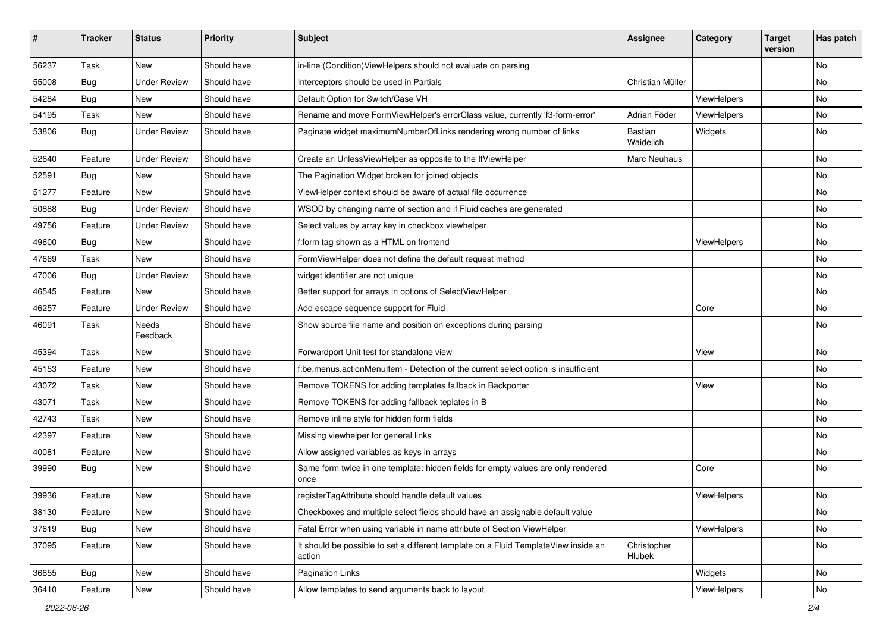| # | Tracker | Status | Priority | Subject | Assignee | Category | Target version | Has patch |
|---|---|---|---|---|---|---|---|---|
| 56237 | Task | New | Should have | in-line (Condition)ViewHelpers should not evaluate on parsing | | | | No |
| 55008 | Bug | Under Review | Should have | Interceptors should be used in Partials | Christian Müller | | | No |
| 54284 | Bug | New | Should have | Default Option for Switch/Case VH | | ViewHelpers | | No |
| 54195 | Task | New | Should have | Rename and move FormViewHelper's errorClass value, currently 'f3-form-error' | Adrian Föder | ViewHelpers | | No |
| 53806 | Bug | Under Review | Should have | Paginate widget maximumNumberOfLinks rendering wrong number of links | Bastian Waidelich | Widgets | | No |
| 52640 | Feature | Under Review | Should have | Create an UnlessViewHelper as opposite to the IfViewHelper | Marc Neuhaus | | | No |
| 52591 | Bug | New | Should have | The Pagination Widget broken for joined objects | | | | No |
| 51277 | Feature | New | Should have | ViewHelper context should be aware of actual file occurrence | | | | No |
| 50888 | Bug | Under Review | Should have | WSOD by changing name of section and if Fluid caches are generated | | | | No |
| 49756 | Feature | Under Review | Should have | Select values by array key in checkbox viewhelper | | | | No |
| 49600 | Bug | New | Should have | f:form tag shown as a HTML on frontend | | ViewHelpers | | No |
| 47669 | Task | New | Should have | FormViewHelper does not define the default request method | | | | No |
| 47006 | Bug | Under Review | Should have | widget identifier are not unique | | | | No |
| 46545 | Feature | New | Should have | Better support for arrays in options of SelectViewHelper | | | | No |
| 46257 | Feature | Under Review | Should have | Add escape sequence support for Fluid | | Core | | No |
| 46091 | Task | Needs Feedback | Should have | Show source file name and position on exceptions during parsing | | | | No |
| 45394 | Task | New | Should have | Forwardport Unit test for standalone view | | View | | No |
| 45153 | Feature | New | Should have | f:be.menus.actionMenuItem - Detection of the current select option is insufficient | | | | No |
| 43072 | Task | New | Should have | Remove TOKENS for adding templates fallback in Backporter | | View | | No |
| 43071 | Task | New | Should have | Remove TOKENS for adding fallback teplates in B | | | | No |
| 42743 | Task | New | Should have | Remove inline style for hidden form fields | | | | No |
| 42397 | Feature | New | Should have | Missing viewhelper for general links | | | | No |
| 40081 | Feature | New | Should have | Allow assigned variables as keys in arrays | | | | No |
| 39990 | Bug | New | Should have | Same form twice in one template: hidden fields for empty values are only rendered once | | Core | | No |
| 39936 | Feature | New | Should have | registerTagAttribute should handle default values | | ViewHelpers | | No |
| 38130 | Feature | New | Should have | Checkboxes and multiple select fields should have an assignable default value | | | | No |
| 37619 | Bug | New | Should have | Fatal Error when using variable in name attribute of Section ViewHelper | | ViewHelpers | | No |
| 37095 | Feature | New | Should have | It should be possible to set a different template on a Fluid TemplateView inside an action | Christopher Hlubek | | | No |
| 36655 | Bug | New | Should have | Pagination Links | | Widgets | | No |
| 36410 | Feature | New | Should have | Allow templates to send arguments back to layout | | ViewHelpers | | No |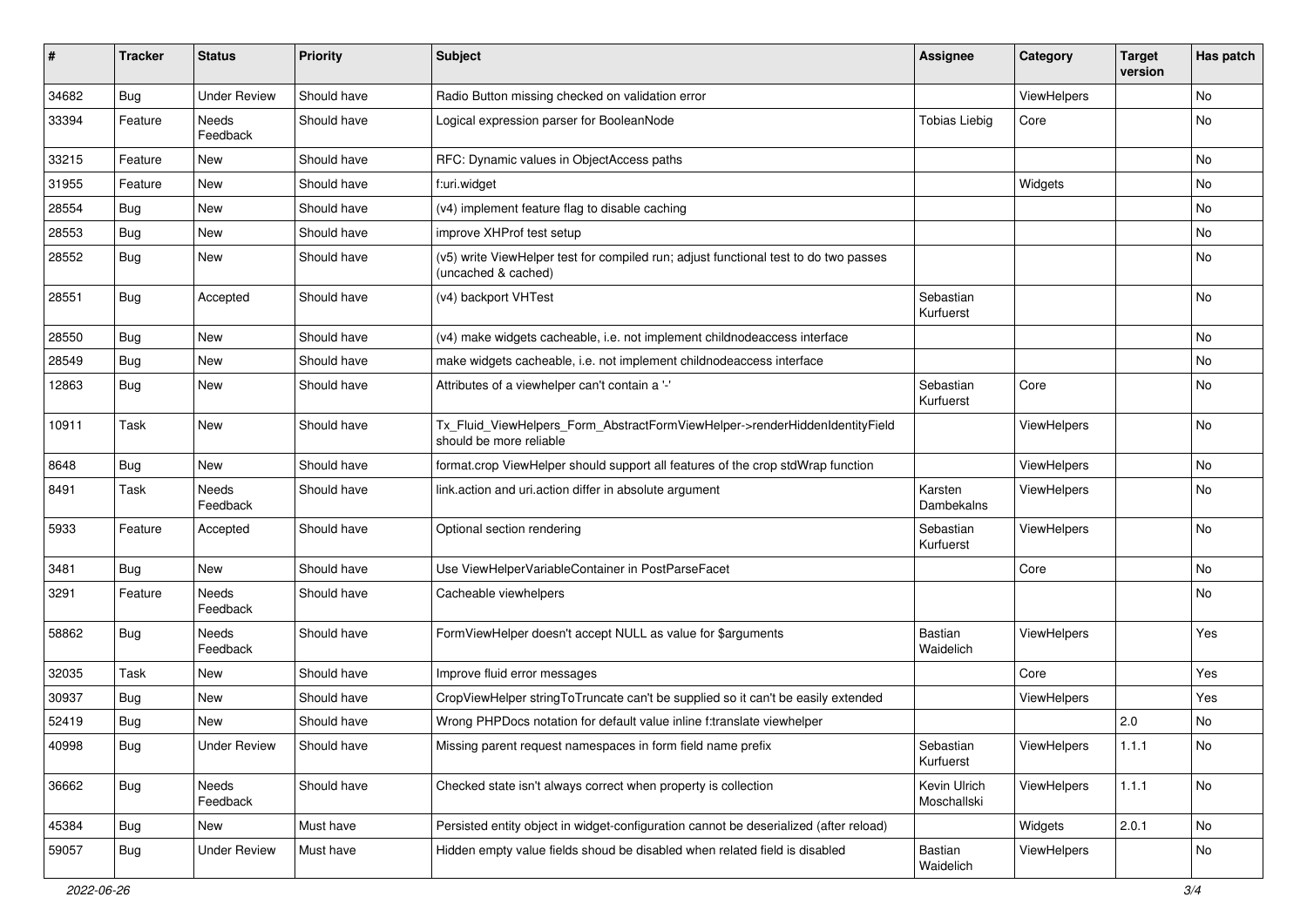| # | Tracker | Status | Priority | Subject | Assignee | Category | Target version | Has patch |
|---|---|---|---|---|---|---|---|---|
| 34682 | Bug | Under Review | Should have | Radio Button missing checked on validation error | | ViewHelpers | | No |
| 33394 | Feature | Needs Feedback | Should have | Logical expression parser for BooleanNode | Tobias Liebig | Core | | No |
| 33215 | Feature | New | Should have | RFC: Dynamic values in ObjectAccess paths | | | | No |
| 31955 | Feature | New | Should have | f:uri.widget | | Widgets | | No |
| 28554 | Bug | New | Should have | (v4) implement feature flag to disable caching | | | | No |
| 28553 | Bug | New | Should have | improve XHProf test setup | | | | No |
| 28552 | Bug | New | Should have | (v5) write ViewHelper test for compiled run; adjust functional test to do two passes (uncached & cached) | | | | No |
| 28551 | Bug | Accepted | Should have | (v4) backport VHTest | Sebastian Kurfuerst | | | No |
| 28550 | Bug | New | Should have | (v4) make widgets cacheable, i.e. not implement childnodeaccess interface | | | | No |
| 28549 | Bug | New | Should have | make widgets cacheable, i.e. not implement childnodeaccess interface | | | | No |
| 12863 | Bug | New | Should have | Attributes of a viewhelper can't contain a '-' | Sebastian Kurfuerst | Core | | No |
| 10911 | Task | New | Should have | Tx_Fluid_ViewHelpers_Form_AbstractFormViewHelper->renderHiddenIdentityField should be more reliable | | ViewHelpers | | No |
| 8648 | Bug | New | Should have | format.crop ViewHelper should support all features of the crop stdWrap function | | ViewHelpers | | No |
| 8491 | Task | Needs Feedback | Should have | link.action and uri.action differ in absolute argument | Karsten Dambekalns | ViewHelpers | | No |
| 5933 | Feature | Accepted | Should have | Optional section rendering | Sebastian Kurfuerst | ViewHelpers | | No |
| 3481 | Bug | New | Should have | Use ViewHelperVariableContainer in PostParseFacet | | Core | | No |
| 3291 | Feature | Needs Feedback | Should have | Cacheable viewhelpers | | | | No |
| 58862 | Bug | Needs Feedback | Should have | FormViewHelper doesn't accept NULL as value for $arguments | Bastian Waidelich | ViewHelpers | | Yes |
| 32035 | Task | New | Should have | Improve fluid error messages | | Core | | Yes |
| 30937 | Bug | New | Should have | CropViewHelper stringToTruncate can't be supplied so it can't be easily extended | | ViewHelpers | | Yes |
| 52419 | Bug | New | Should have | Wrong PHPDocs notation for default value inline f:translate viewhelper | | | 2.0 | No |
| 40998 | Bug | Under Review | Should have | Missing parent request namespaces in form field name prefix | Sebastian Kurfuerst | ViewHelpers | 1.1.1 | No |
| 36662 | Bug | Needs Feedback | Should have | Checked state isn't always correct when property is collection | Kevin Ulrich Moschallski | ViewHelpers | 1.1.1 | No |
| 45384 | Bug | New | Must have | Persisted entity object in widget-configuration cannot be deserialized (after reload) | | Widgets | 2.0.1 | No |
| 59057 | Bug | Under Review | Must have | Hidden empty value fields shoud be disabled when related field is disabled | Bastian Waidelich | ViewHelpers | | No |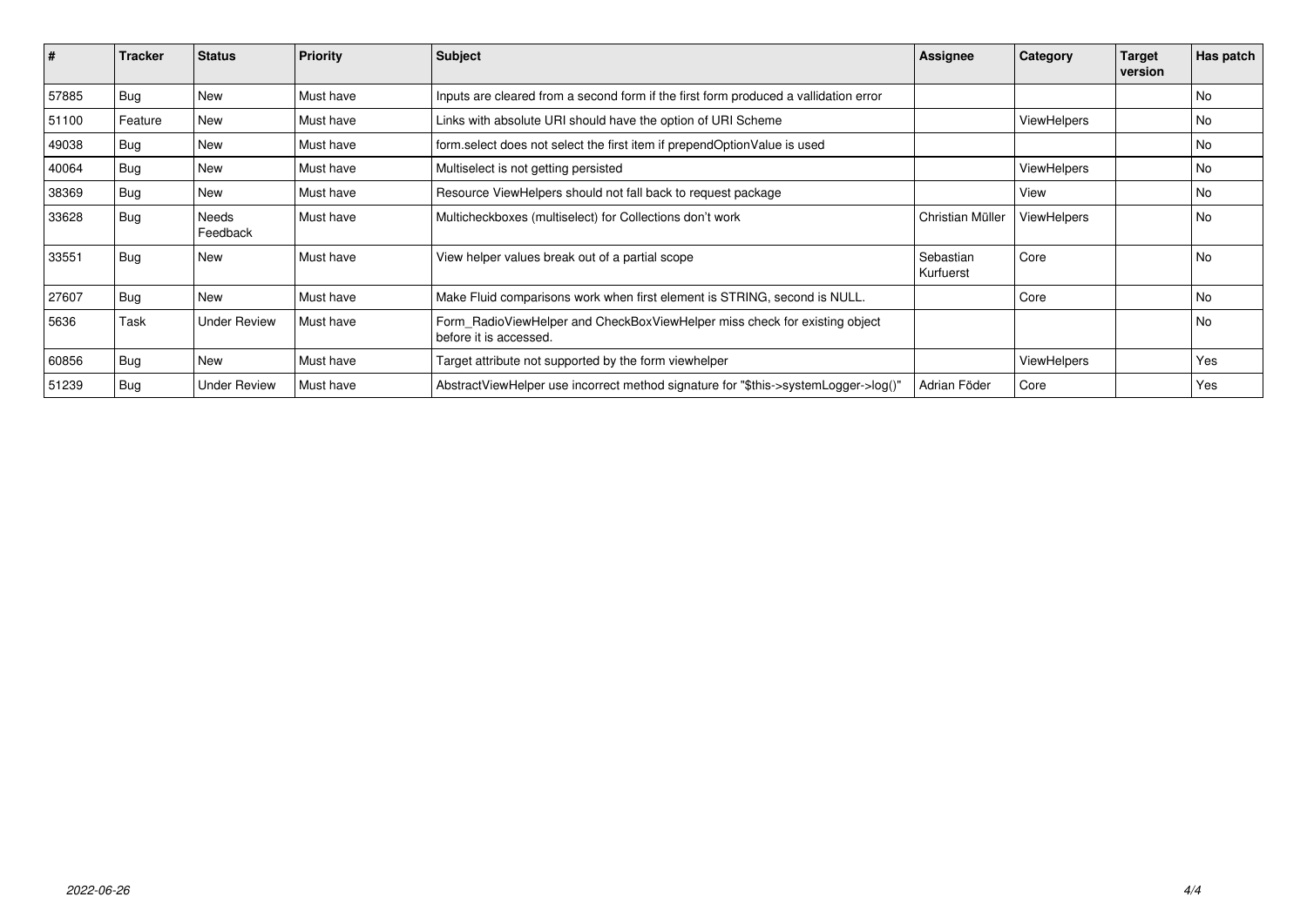| # | Tracker | Status | Priority | Subject | Assignee | Category | Target version | Has patch |
|---|---|---|---|---|---|---|---|---|
| 57885 | Bug | New | Must have | Inputs are cleared from a second form if the first form produced a vallidation error | | | | No |
| 51100 | Feature | New | Must have | Links with absolute URI should have the option of URI Scheme | | ViewHelpers | | No |
| 49038 | Bug | New | Must have | form.select does not select the first item if prependOptionValue is used | | | | No |
| 40064 | Bug | New | Must have | Multiselect is not getting persisted | | ViewHelpers | | No |
| 38369 | Bug | New | Must have | Resource ViewHelpers should not fall back to request package | | View | | No |
| 33628 | Bug | Needs Feedback | Must have | Multicheckboxes (multiselect) for Collections don't work | Christian Müller | ViewHelpers | | No |
| 33551 | Bug | New | Must have | View helper values break out of a partial scope | Sebastian Kurfuerst | Core | | No |
| 27607 | Bug | New | Must have | Make Fluid comparisons work when first element is STRING, second is NULL. | | Core | | No |
| 5636 | Task | Under Review | Must have | Form_RadioViewHelper and CheckBoxViewHelper miss check for existing object before it is accessed. | | | | No |
| 60856 | Bug | New | Must have | Target attribute not supported by the form viewhelper | | ViewHelpers | | Yes |
| 51239 | Bug | Under Review | Must have | AbstractViewHelper use incorrect method signature for "$this->systemLogger->log()" | Adrian Föder | Core | | Yes |

*2022-06-26*